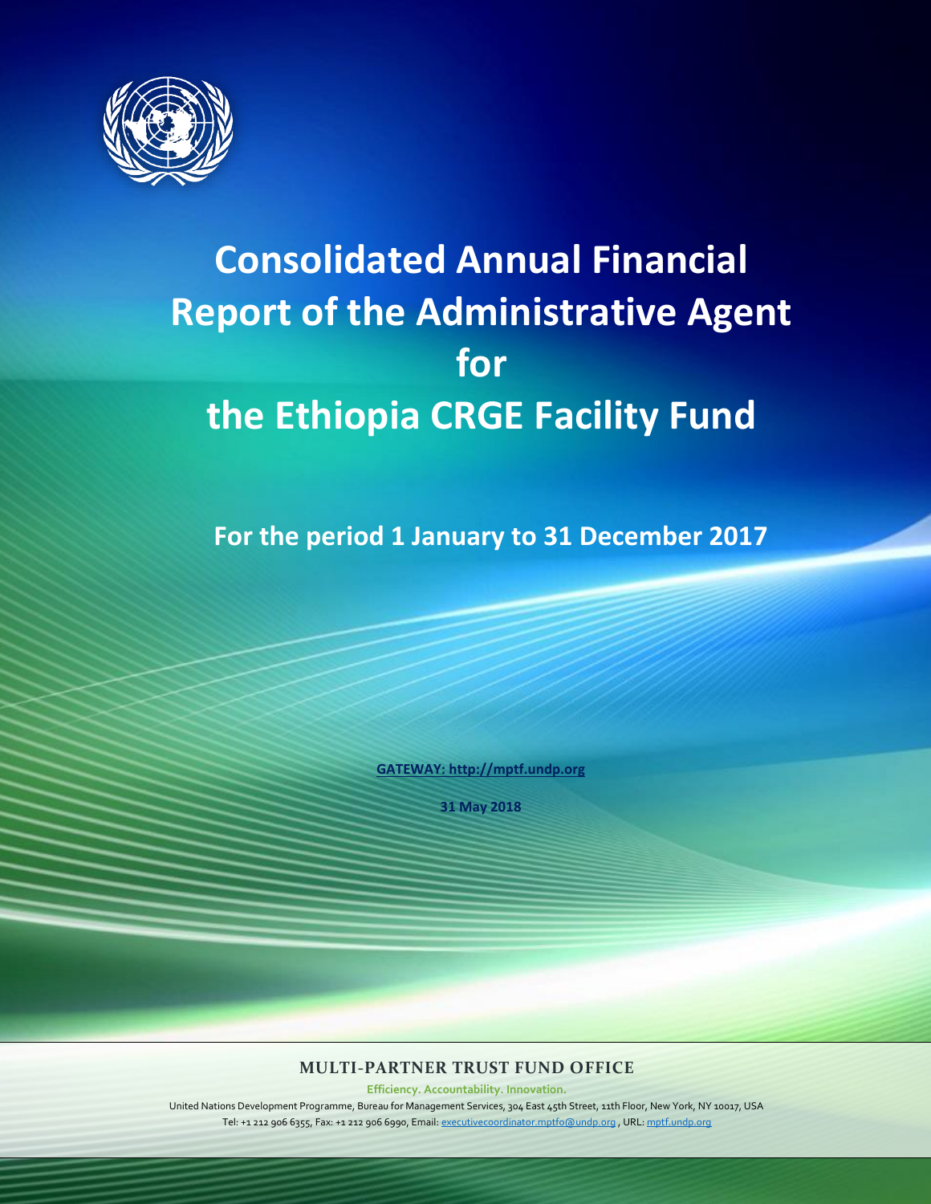# Consolidated Annual Financial Report of the Administrative Agent for the Ethiopia CRGE Facility Fund

**For the period 1 January to 31 December 2017**

**GATEWAY: http://mptf.undp.org**

**31 May 2018**

**MULTI-PARTNER TRUST FUND OFFICE**

**Efficiency. Accountability. Innovation.**

United Nations Development Programme, Bureau for Management Services, 304 East 45th Street, 11th Floor, New York, NY 10017, USA

Tel: +1 212 906 6355, Fax: +1 212 906 6990, Email: executivecoordinator.mptfo@undp.org , URL: mptf.undp.org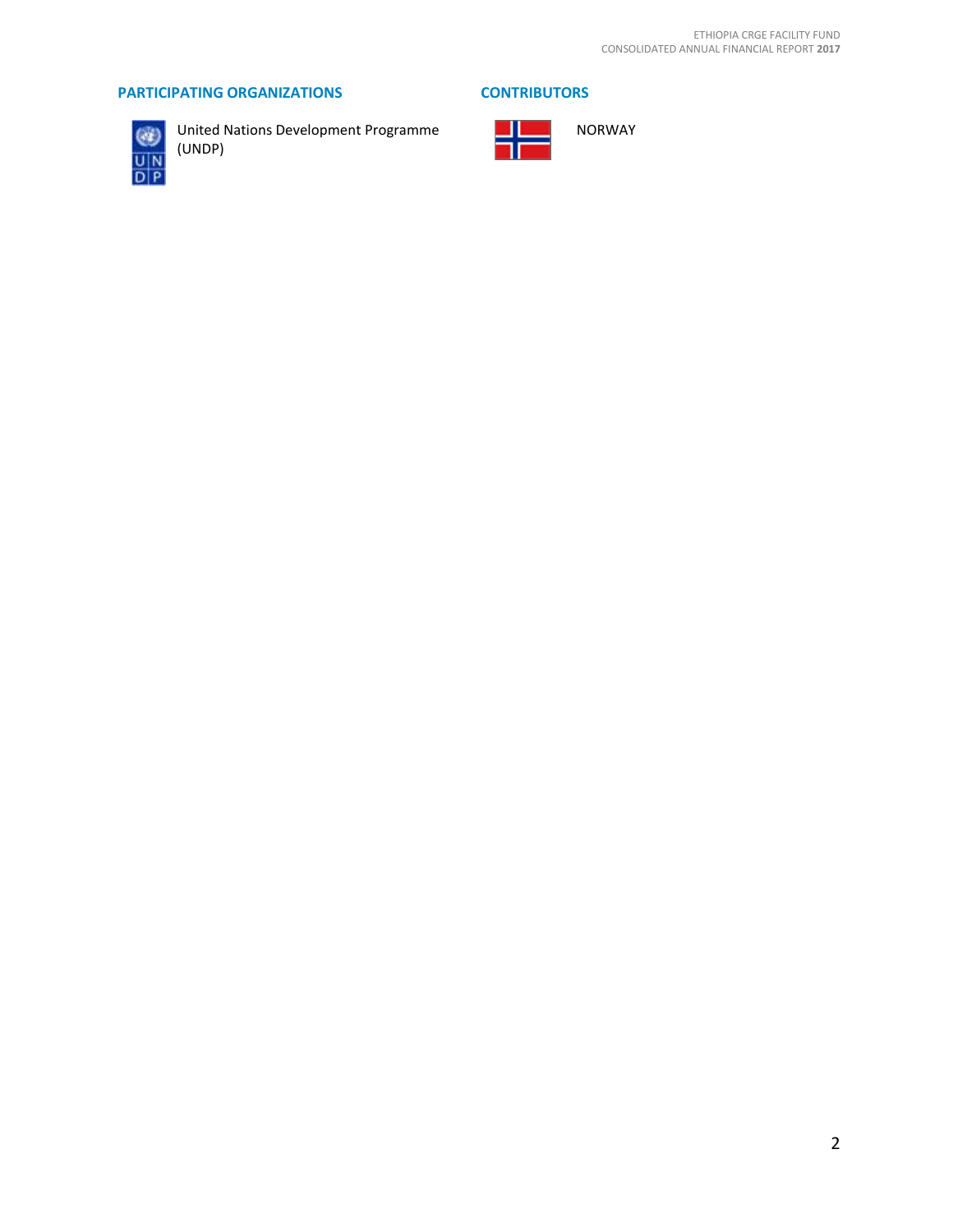## PARTICIPATING ORGANIZATIONS

United Nations Development Programme (UNDP)

## CONTRIBUTORS

NORWAY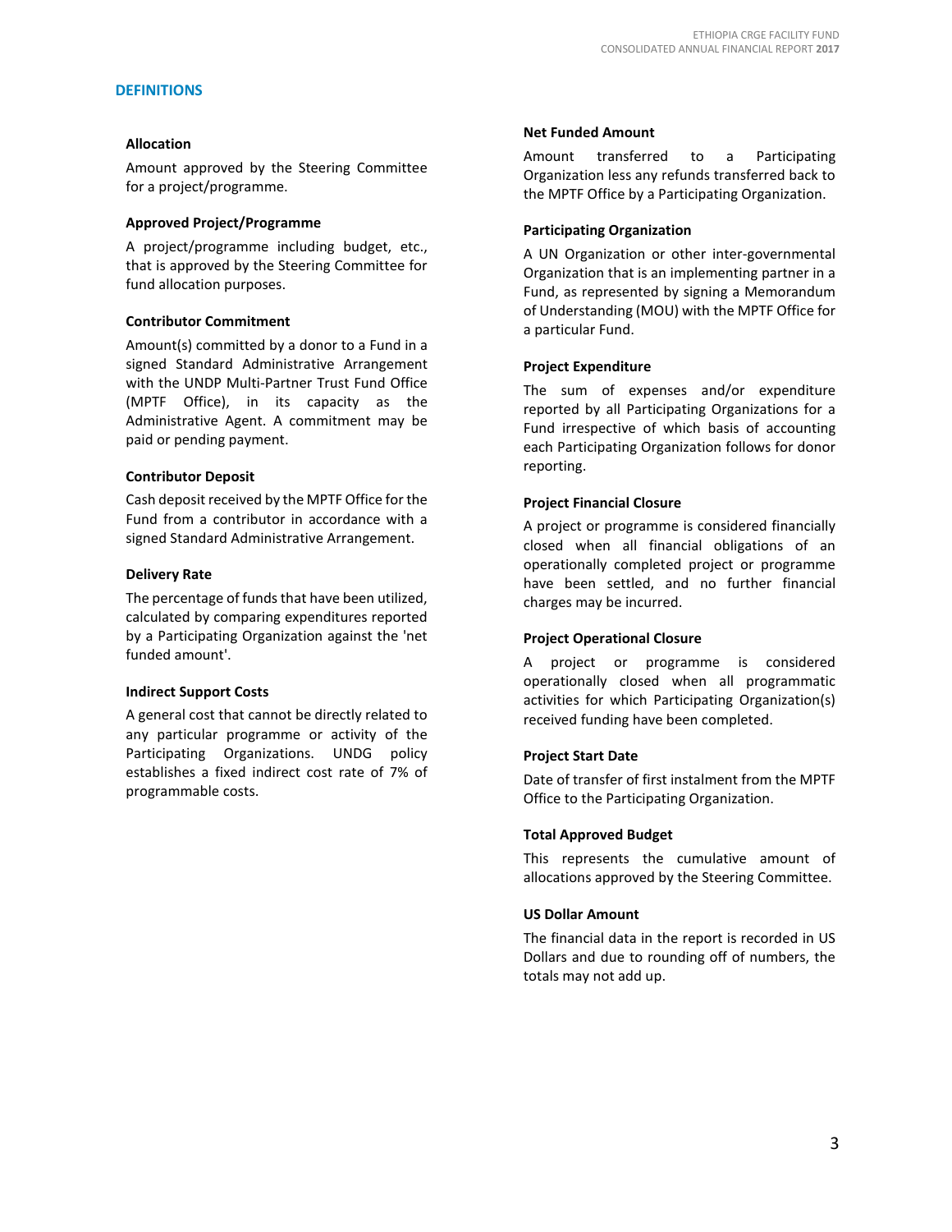## DEFINITIONS

### Allocation

Amount approved by the Steering Committee for a project/programme.

### Approved Project/Programme

A project/programme including budget, etc., that is approved by the Steering Committee for fund allocation purposes.

### Contributor Commitment

Amount(s) committed by a donor to a Fund in a signed Standard Administrative Arrangement with the UNDP Multi-Partner Trust Fund Office (MPTF Office), in its capacity as the Administrative Agent. A commitment may be paid or pending payment.

### Contributor Deposit

Cash deposit received by the MPTF Office for the Fund from a contributor in accordance with a signed Standard Administrative Arrangement.

### Delivery Rate

The percentage of funds that have been utilized, calculated by comparing expenditures reported by a Participating Organization against the 'net funded amount'.

### Indirect Support Costs

A general cost that cannot be directly related to any particular programme or activity of the Participating Organizations. UNDG policy establishes a fixed indirect cost rate of 7% of programmable costs.

### Net Funded Amount

Amount transferred to a Participating Organization less any refunds transferred back to the MPTF Office by a Participating Organization.

### Participating Organization

A UN Organization or other inter-governmental Organization that is an implementing partner in a Fund, as represented by signing a Memorandum of Understanding (MOU) with the MPTF Office for a particular Fund.

### Project Expenditure

The sum of expenses and/or expenditure reported by all Participating Organizations for a Fund irrespective of which basis of accounting each Participating Organization follows for donor reporting.

### Project Financial Closure

A project or programme is considered financially closed when all financial obligations of an operationally completed project or programme have been settled, and no further financial charges may be incurred.

### Project Operational Closure

A project or programme is considered operationally closed when all programmatic activities for which Participating Organization(s) received funding have been completed.

### Project Start Date

Date of transfer of first instalment from the MPTF Office to the Participating Organization.

### Total Approved Budget

This represents the cumulative amount of allocations approved by the Steering Committee.

### US Dollar Amount

The financial data in the report is recorded in US Dollars and due to rounding off of numbers, the totals may not add up.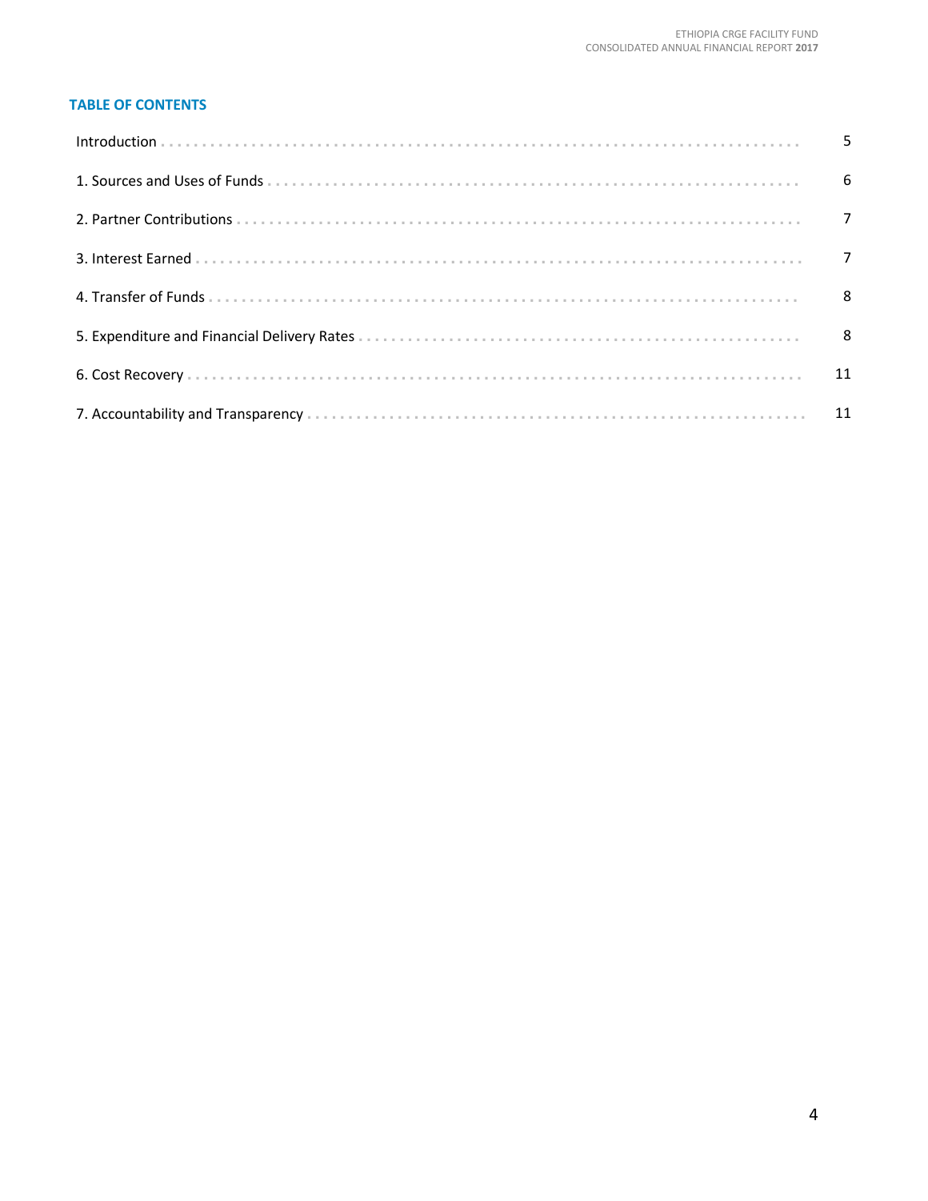## TABLE OF CONTENTS

| | |
|---|---|
| Introduction | 5 |
| 1. Sources and Uses of Funds | 6 |
| 2. Partner Contributions | 7 |
| 3. Interest Earned | 7 |
| 4. Transfer of Funds | 8 |
| 5. Expenditure and Financial Delivery Rates | 8 |
| 6. Cost Recovery | 11 |
| 7. Accountability and Transparency | 11 |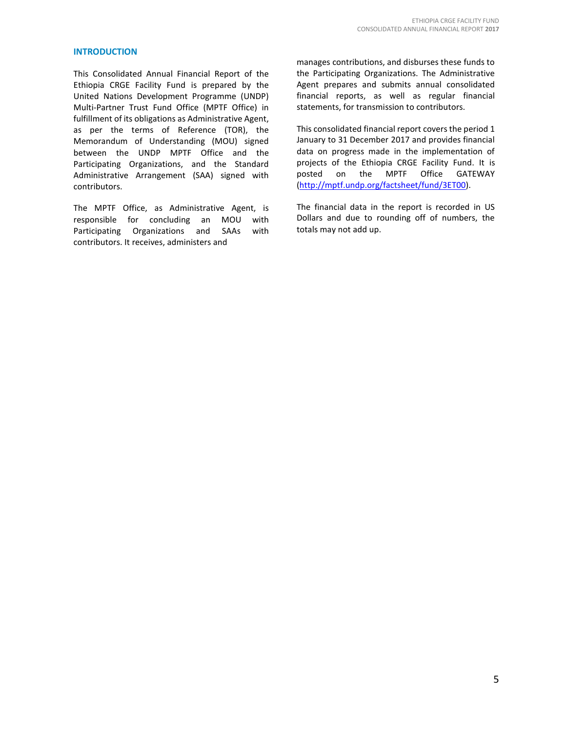## INTRODUCTION

This Consolidated Annual Financial Report of the Ethiopia CRGE Facility Fund is prepared by the United Nations Development Programme (UNDP) Multi-Partner Trust Fund Office (MPTF Office) in fulfillment of its obligations as Administrative Agent, as per the terms of Reference (TOR), the Memorandum of Understanding (MOU) signed between the UNDP MPTF Office and the Participating Organizations, and the Standard Administrative Arrangement (SAA) signed with contributors.

The MPTF Office, as Administrative Agent, is responsible for concluding an MOU with Participating Organizations and SAAs with contributors. It receives, administers and manages contributions, and disburses these funds to the Participating Organizations. The Administrative Agent prepares and submits annual consolidated financial reports, as well as regular financial statements, for transmission to contributors.

This consolidated financial report covers the period 1 January to 31 December 2017 and provides financial data on progress made in the implementation of projects of the Ethiopia CRGE Facility Fund. It is posted on the MPTF Office GATEWAY (http://mptf.undp.org/factsheet/fund/3ET00).

The financial data in the report is recorded in US Dollars and due to rounding off of numbers, the totals may not add up.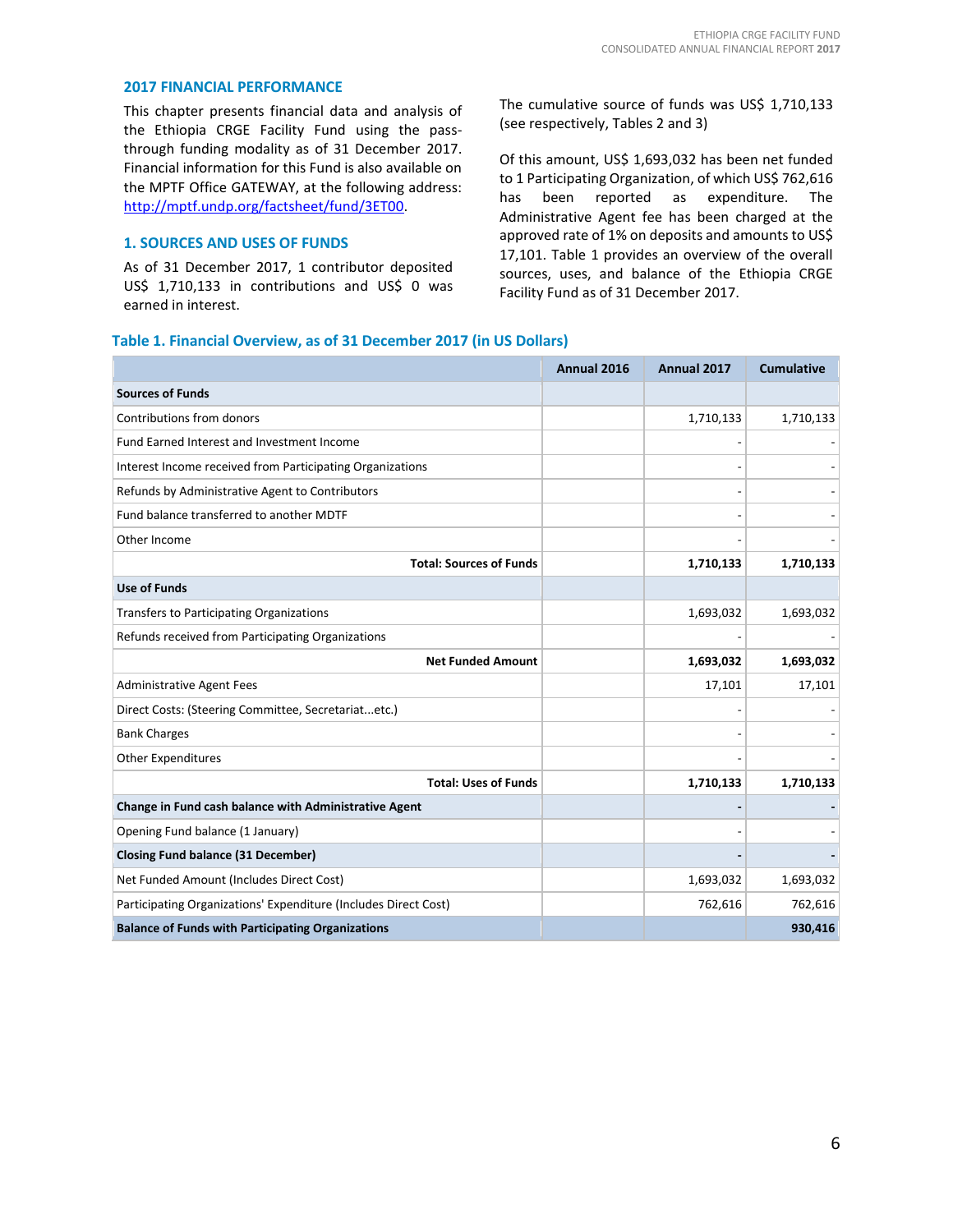## 2017 FINANCIAL PERFORMANCE

This chapter presents financial data and analysis of the Ethiopia CRGE Facility Fund using the pass-through funding modality as of 31 December 2017. Financial information for this Fund is also available on the MPTF Office GATEWAY, at the following address: http://mptf.undp.org/factsheet/fund/3ET00.

### 1. SOURCES AND USES OF FUNDS

As of 31 December 2017, 1 contributor deposited US$ 1,710,133 in contributions and US$ 0 was earned in interest.

The cumulative source of funds was US$ 1,710,133 (see respectively, Tables 2 and 3)

Of this amount, US$ 1,693,032 has been net funded to 1 Participating Organization, of which US$ 762,616 has been reported as expenditure. The Administrative Agent fee has been charged at the approved rate of 1% on deposits and amounts to US$ 17,101. Table 1 provides an overview of the overall sources, uses, and balance of the Ethiopia CRGE Facility Fund as of 31 December 2017.

**Table 1. Financial Overview, as of 31 December 2017 (in US Dollars)**

| | Annual 2016 | Annual 2017 | Cumulative |
|---|---|---|---|
| **Sources of Funds** | | | |
| Contributions from donors | | 1,710,133 | 1,710,133 |
| Fund Earned Interest and Investment Income | | - | - |
| Interest Income received from Participating Organizations | | - | - |
| Refunds by Administrative Agent to Contributors | | - | - |
| Fund balance transferred to another MDTF | | - | - |
| Other Income | | - | - |
| **Total: Sources of Funds** | | **1,710,133** | **1,710,133** |
| **Use of Funds** | | | |
| Transfers to Participating Organizations | | 1,693,032 | 1,693,032 |
| Refunds received from Participating Organizations | | - | - |
| **Net Funded Amount** | | **1,693,032** | **1,693,032** |
| Administrative Agent Fees | | 17,101 | 17,101 |
| Direct Costs: (Steering Committee, Secretariat...etc.) | | - | - |
| Bank Charges | | - | - |
| Other Expenditures | | - | - |
| **Total: Uses of Funds** | | **1,710,133** | **1,710,133** |
| **Change in Fund cash balance with Administrative Agent** | | **-** | **-** |
| Opening Fund balance (1 January) | | - | - |
| **Closing Fund balance (31 December)** | | **-** | **-** |
| Net Funded Amount (Includes Direct Cost) | | 1,693,032 | 1,693,032 |
| Participating Organizations' Expenditure (Includes Direct Cost) | | 762,616 | 762,616 |
| **Balance of Funds with Participating Organizations** | | | **930,416** |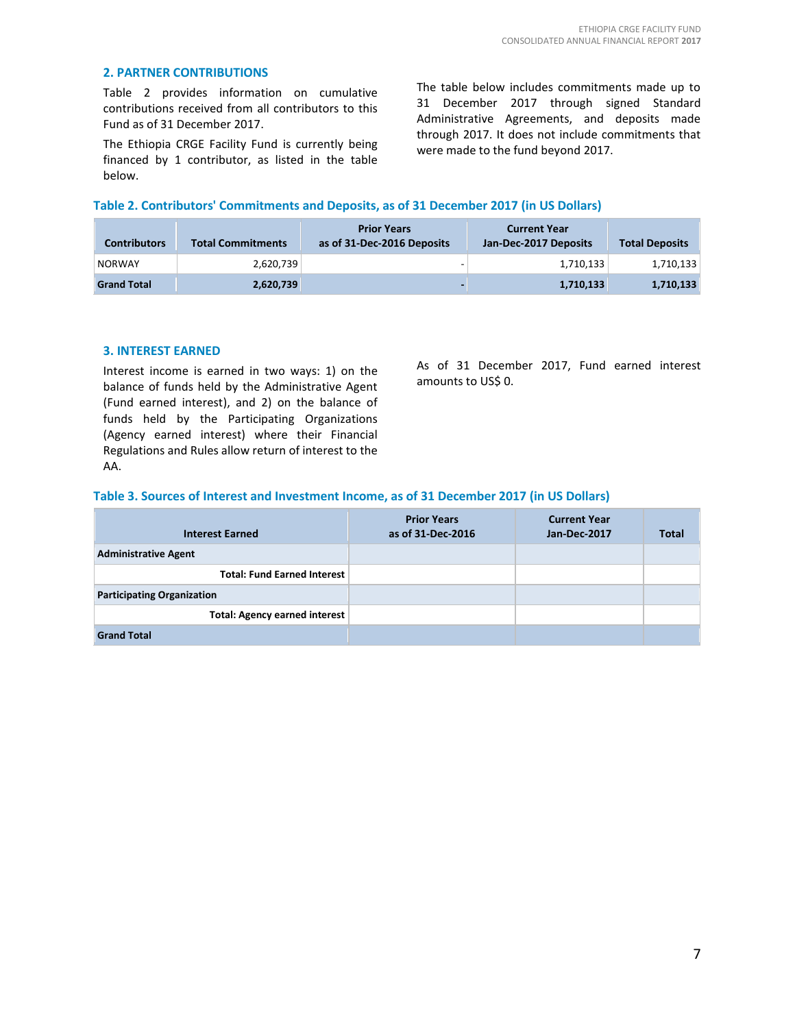## 2. PARTNER CONTRIBUTIONS

Table 2 provides information on cumulative contributions received from all contributors to this Fund as of 31 December 2017.

The Ethiopia CRGE Facility Fund is currently being financed by 1 contributor, as listed in the table below.

The table below includes commitments made up to 31 December 2017 through signed Standard Administrative Agreements, and deposits made through 2017. It does not include commitments that were made to the fund beyond 2017.

**Table 2. Contributors' Commitments and Deposits, as of 31 December 2017 (in US Dollars)**

| Contributors | Total Commitments | Prior Years as of 31-Dec-2016 Deposits | Current Year Jan-Dec-2017 Deposits | Total Deposits |
|---|---|---|---|---|
| NORWAY | 2,620,739 | - | 1,710,133 | 1,710,133 |
| **Grand Total** | **2,620,739** | **-** | **1,710,133** | **1,710,133** |

## 3. INTEREST EARNED

Interest income is earned in two ways: 1) on the balance of funds held by the Administrative Agent (Fund earned interest), and 2) on the balance of funds held by the Participating Organizations (Agency earned interest) where their Financial Regulations and Rules allow return of interest to the AA.

As of 31 December 2017, Fund earned interest amounts to US$ 0.

**Table 3. Sources of Interest and Investment Income, as of 31 December 2017 (in US Dollars)**

| Interest Earned | Prior Years as of 31-Dec-2016 | Current Year Jan-Dec-2017 | Total |
|---|---|---|---|
| **Administrative Agent** | | | |
| **Total: Fund Earned Interest** | | | |
| **Participating Organization** | | | |
| **Total: Agency earned interest** | | | |
| **Grand Total** | | | |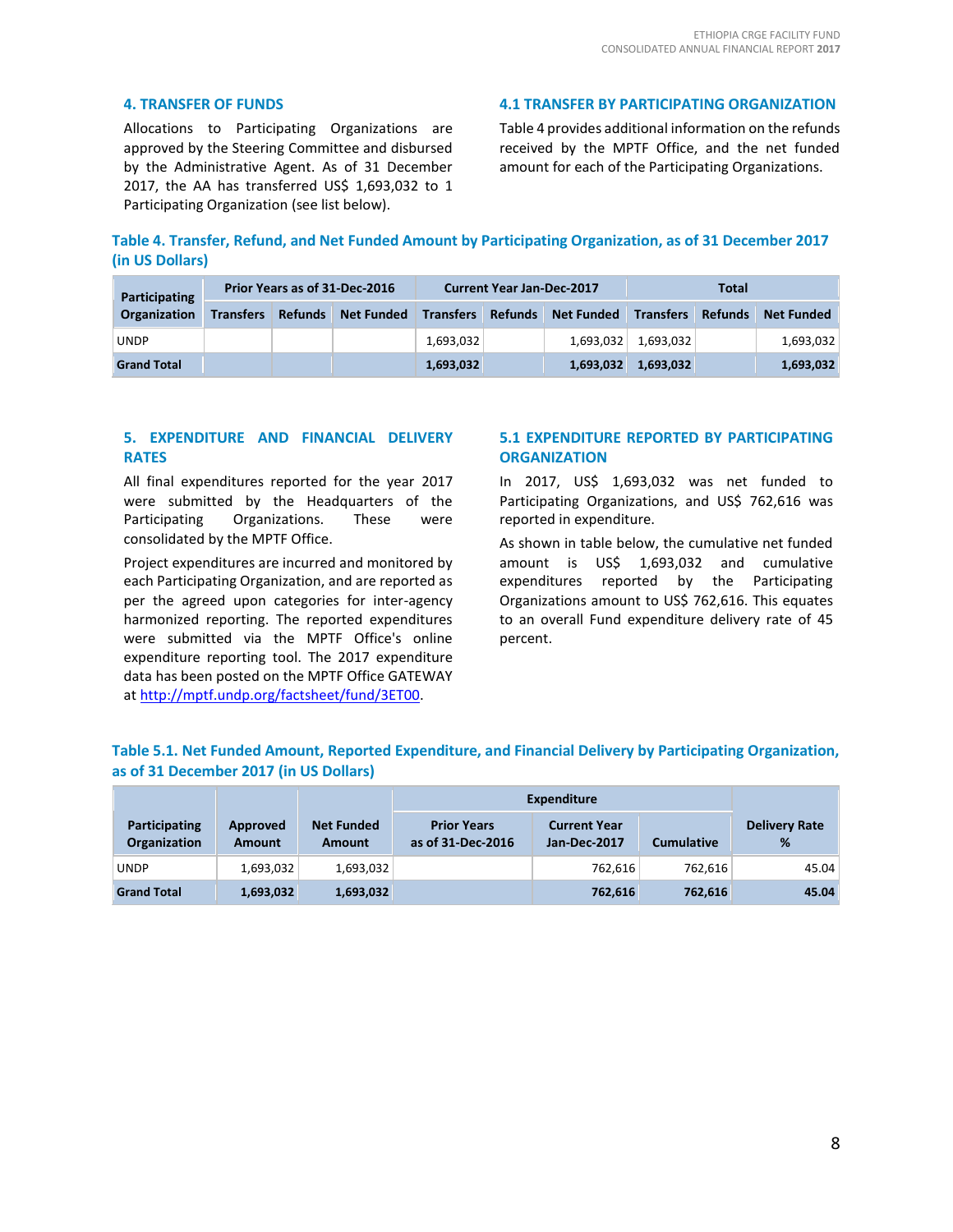## 4. TRANSFER OF FUNDS

Allocations to Participating Organizations are approved by the Steering Committee and disbursed by the Administrative Agent. As of 31 December 2017, the AA has transferred US$ 1,693,032 to 1 Participating Organization (see list below).

### 4.1 TRANSFER BY PARTICIPATING ORGANIZATION

Table 4 provides additional information on the refunds received by the MPTF Office, and the net funded amount for each of the Participating Organizations.

**Table 4. Transfer, Refund, and Net Funded Amount by Participating Organization, as of 31 December 2017 (in US Dollars)**

| Participating Organization | Prior Years as of 31-Dec-2016 | | | Current Year Jan-Dec-2017 | | | Total | | |
|---|---|---|---|---|---|---|---|---|---|
| | Transfers | Refunds | Net Funded | Transfers | Refunds | Net Funded | Transfers | Refunds | Net Funded |
| UNDP | | | | 1,693,032 | | 1,693,032 | 1,693,032 | | 1,693,032 |
| **Grand Total** | | | | **1,693,032** | | **1,693,032** | **1,693,032** | | **1,693,032** |

## 5. EXPENDITURE AND FINANCIAL DELIVERY RATES

All final expenditures reported for the year 2017 were submitted by the Headquarters of the Participating Organizations. These were consolidated by the MPTF Office.

Project expenditures are incurred and monitored by each Participating Organization, and are reported as per the agreed upon categories for inter-agency harmonized reporting. The reported expenditures were submitted via the MPTF Office's online expenditure reporting tool. The 2017 expenditure data has been posted on the MPTF Office GATEWAY at http://mptf.undp.org/factsheet/fund/3ET00.

### 5.1 EXPENDITURE REPORTED BY PARTICIPATING ORGANIZATION

In 2017, US$ 1,693,032 was net funded to Participating Organizations, and US$ 762,616 was reported in expenditure.

As shown in table below, the cumulative net funded amount is US$ 1,693,032 and cumulative expenditures reported by the Participating Organizations amount to US$ 762,616. This equates to an overall Fund expenditure delivery rate of 45 percent.

**Table 5.1. Net Funded Amount, Reported Expenditure, and Financial Delivery by Participating Organization, as of 31 December 2017 (in US Dollars)**

| Participating Organization | Approved Amount | Net Funded Amount | Expenditure | | | Delivery Rate % |
|---|---|---|---|---|---|---|
| | | | Prior Years as of 31-Dec-2016 | Current Year Jan-Dec-2017 | Cumulative | |
| UNDP | 1,693,032 | 1,693,032 | | 762,616 | 762,616 | 45.04 |
| **Grand Total** | **1,693,032** | **1,693,032** | | **762,616** | **762,616** | **45.04** |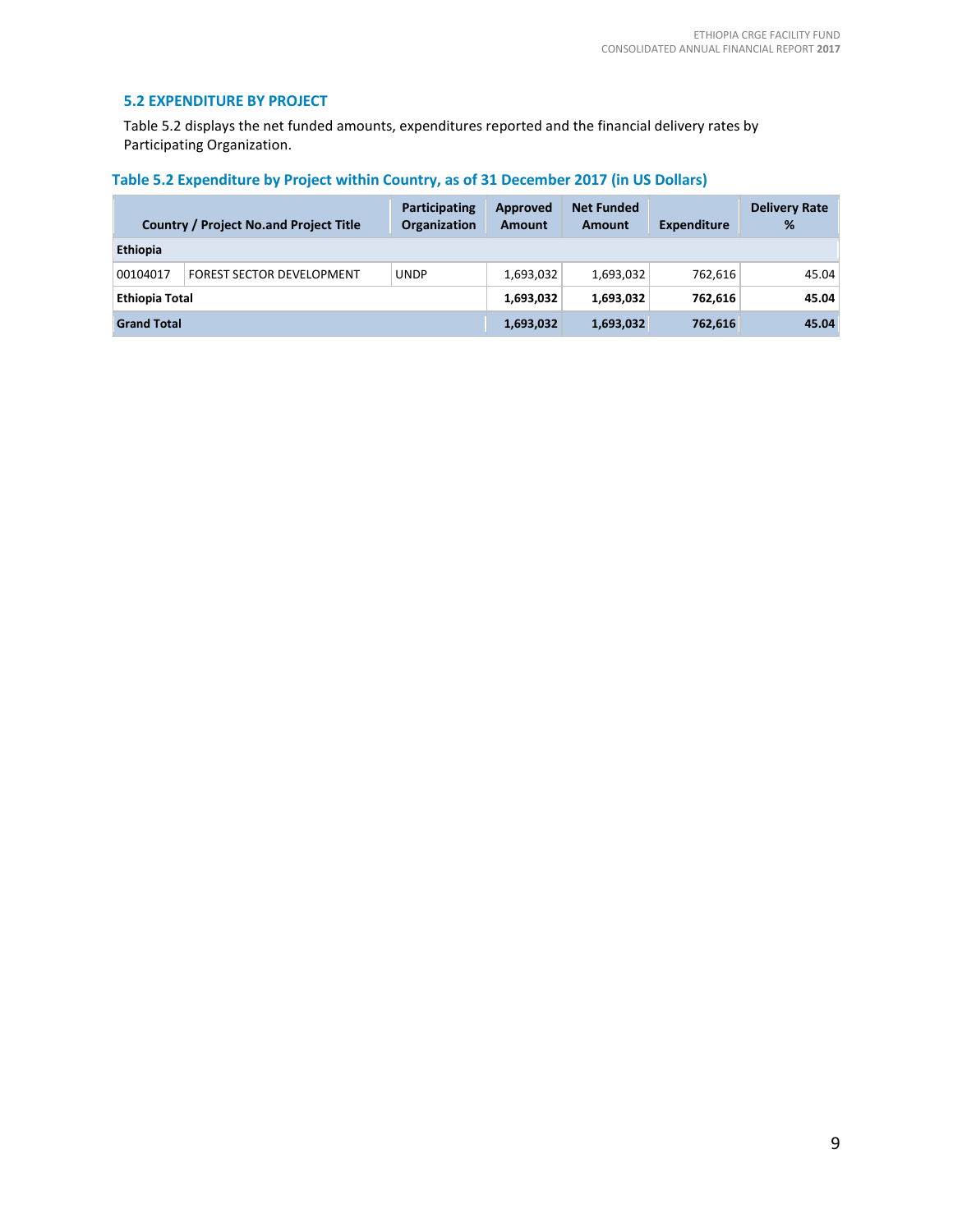## 5.2 EXPENDITURE BY PROJECT

Table 5.2 displays the net funded amounts, expenditures reported and the financial delivery rates by Participating Organization.

### Table 5.2 Expenditure by Project within Country, as of 31 December 2017 (in US Dollars)

| Country / Project No.and Project Title | | Participating Organization | Approved Amount | Net Funded Amount | Expenditure | Delivery Rate % |
|---|---|---|---|---|---|---|
| **Ethiopia** | | | | | | |
| 00104017 | FOREST SECTOR DEVELOPMENT | UNDP | 1,693,032 | 1,693,032 | 762,616 | 45.04 |
| **Ethiopia Total** | | | **1,693,032** | **1,693,032** | **762,616** | **45.04** |
| **Grand Total** | | | **1,693,032** | **1,693,032** | **762,616** | **45.04** |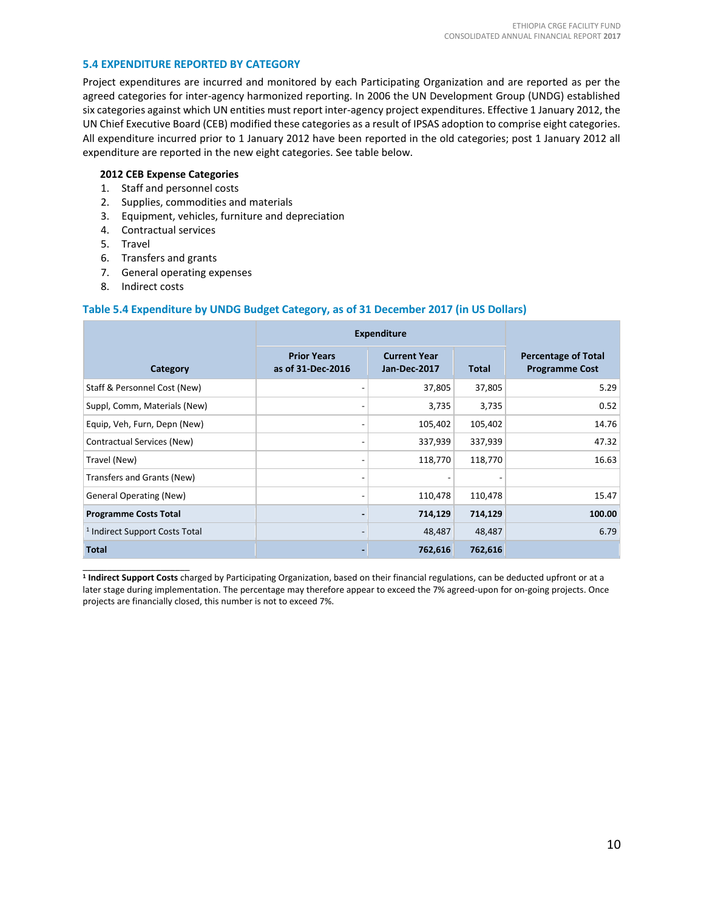### 5.4 EXPENDITURE REPORTED BY CATEGORY

Project expenditures are incurred and monitored by each Participating Organization and are reported as per the agreed categories for inter-agency harmonized reporting. In 2006 the UN Development Group (UNDG) established six categories against which UN entities must report inter-agency project expenditures. Effective 1 January 2012, the UN Chief Executive Board (CEB) modified these categories as a result of IPSAS adoption to comprise eight categories. All expenditure incurred prior to 1 January 2012 have been reported in the old categories; post 1 January 2012 all expenditure are reported in the new eight categories. See table below.

**2012 CEB Expense Categories**

1. Staff and personnel costs
2. Supplies, commodities and materials
3. Equipment, vehicles, furniture and depreciation
4. Contractual services
5. Travel
6. Transfers and grants
7. General operating expenses
8. Indirect costs

#### Table 5.4 Expenditure by UNDG Budget Category, as of 31 December 2017 (in US Dollars)

| Category | Expenditure | | | Percentage of Total Programme Cost |
|---|---|---|---|---|
| | Prior Years as of 31-Dec-2016 | Current Year Jan-Dec-2017 | Total | |
| Staff & Personnel Cost (New) | - | 37,805 | 37,805 | 5.29 |
| Suppl, Comm, Materials (New) | - | 3,735 | 3,735 | 0.52 |
| Equip, Veh, Furn, Depn (New) | - | 105,402 | 105,402 | 14.76 |
| Contractual Services (New) | - | 337,939 | 337,939 | 47.32 |
| Travel (New) | - | 118,770 | 118,770 | 16.63 |
| Transfers and Grants (New) | - | - | - | |
| General Operating (New) | - | 110,478 | 110,478 | 15.47 |
| **Programme Costs Total** | **-** | **714,129** | **714,129** | **100.00** |
| [1] Indirect Support Costs Total | - | 48,487 | 48,487 | 6.79 |
| **Total** | **-** | **762,616** | **762,616** | |

[1] **Indirect Support Costs** charged by Participating Organization, based on their financial regulations, can be deducted upfront or at a later stage during implementation. The percentage may therefore appear to exceed the 7% agreed-upon for on-going projects. Once projects are financially closed, this number is not to exceed 7%.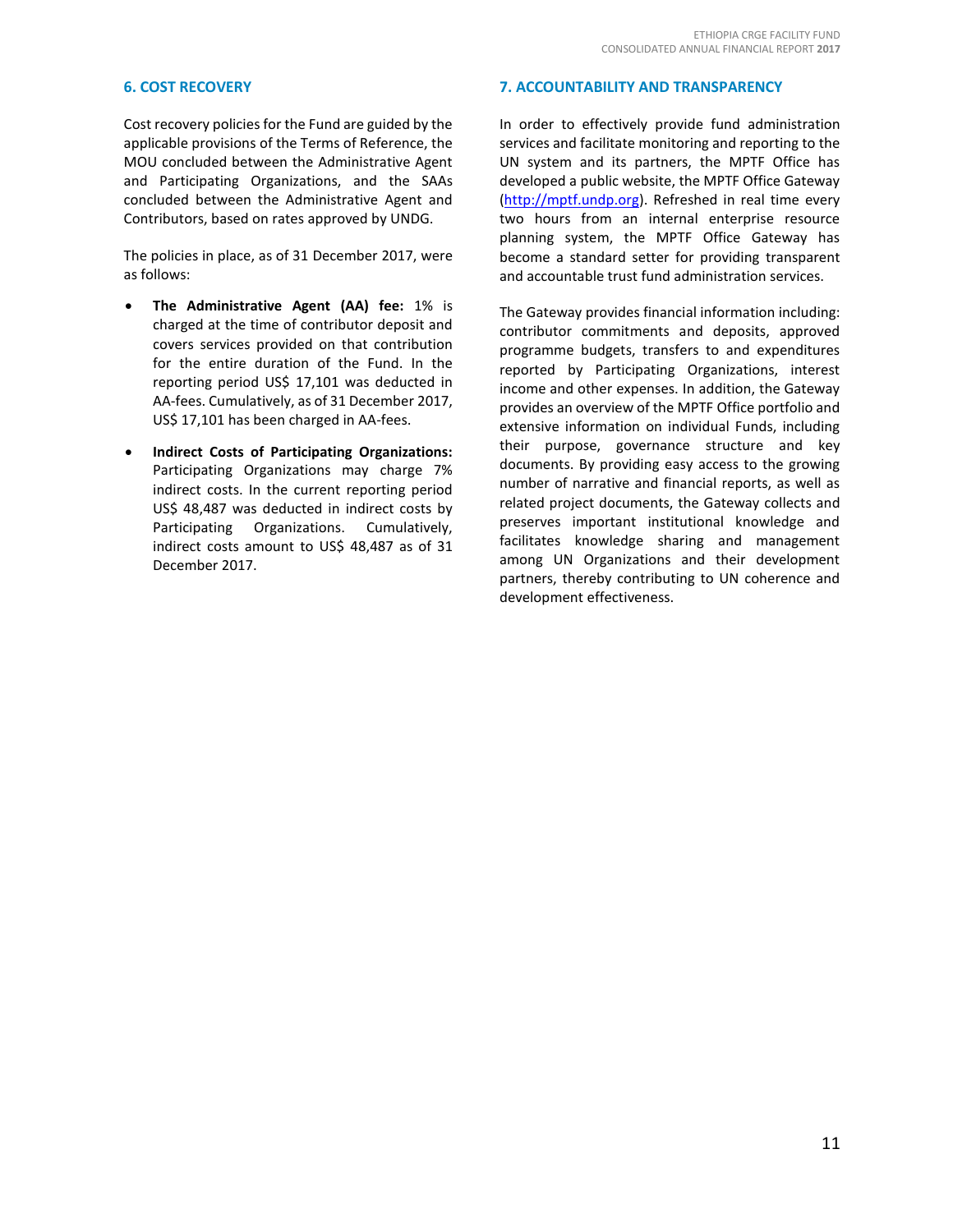## 6. COST RECOVERY

Cost recovery policies for the Fund are guided by the applicable provisions of the Terms of Reference, the MOU concluded between the Administrative Agent and Participating Organizations, and the SAAs concluded between the Administrative Agent and Contributors, based on rates approved by UNDG.

The policies in place, as of 31 December 2017, were as follows:

- **The Administrative Agent (AA) fee:** 1% is charged at the time of contributor deposit and covers services provided on that contribution for the entire duration of the Fund. In the reporting period US$ 17,101 was deducted in AA-fees. Cumulatively, as of 31 December 2017, US$ 17,101 has been charged in AA-fees.
- **Indirect Costs of Participating Organizations:** Participating Organizations may charge 7% indirect costs. In the current reporting period US$ 48,487 was deducted in indirect costs by Participating Organizations. Cumulatively, indirect costs amount to US$ 48,487 as of 31 December 2017.

## 7. ACCOUNTABILITY AND TRANSPARENCY

In order to effectively provide fund administration services and facilitate monitoring and reporting to the UN system and its partners, the MPTF Office has developed a public website, the MPTF Office Gateway (http://mptf.undp.org). Refreshed in real time every two hours from an internal enterprise resource planning system, the MPTF Office Gateway has become a standard setter for providing transparent and accountable trust fund administration services.

The Gateway provides financial information including: contributor commitments and deposits, approved programme budgets, transfers to and expenditures reported by Participating Organizations, interest income and other expenses. In addition, the Gateway provides an overview of the MPTF Office portfolio and extensive information on individual Funds, including their purpose, governance structure and key documents. By providing easy access to the growing number of narrative and financial reports, as well as related project documents, the Gateway collects and preserves important institutional knowledge and facilitates knowledge sharing and management among UN Organizations and their development partners, thereby contributing to UN coherence and development effectiveness.